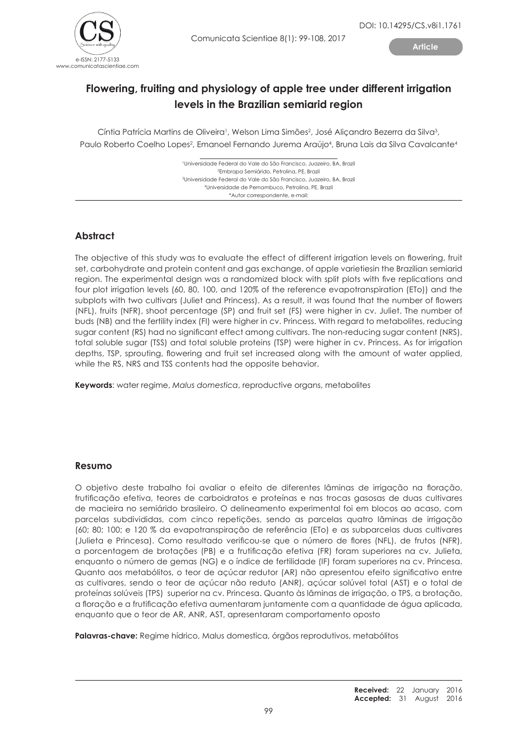# Flowering, fruiting and physiology of apple tree under different irrigation levels in the Brazilian semiarid region

Cíntia Patrícia Martins de Oliveira[1], Welson Lima Simões[2], José Aliçandro Bezerra da Silva[3], Paulo Roberto Coelho Lopes[2], Emanoel Fernando Jurema Araújo[4], Bruna Lais da Silva Cavalcante[4]

[1]Universidade Federal do Vale do São Francisco, Juazeiro, BA, Brazil
[2]Embrapa Semiárido, Petrolina, PE, Brazil
[3]Universidade Federal do Vale do São Francisco, Juazeiro, BA, Brazil
[4]Universidade de Pernambuco, Petrolina, PE, Brazil
*Autor correspondente, e-mail:

## Abstract

The objective of this study was to evaluate the effect of different irrigation levels on flowering, fruit set, carbohydrate and protein content and gas exchange, of apple varietiesin the Brazilian semiarid region. The experimental design was a randomized block with split plots with five replications and four plot irrigation levels (60, 80, 100, and 120% of the reference evapotranspiration (ETo)) and the subplots with two cultivars (Juliet and Princess). As a result, it was found that the number of flowers (NFL), fruits (NFR), shoot percentage (SP) and fruit set (FS) were higher in cv. Juliet. The number of buds (NB) and the fertility index (FI) were higher in cv. Princess. With regard to metabolites, reducing sugar content (RS) had no significant effect among cultivars. The non-reducing sugar content (NRS), total soluble sugar (TSS) and total soluble proteins (TSP) were higher in cv. Princess. As for irrigation depths, TSP, sprouting, flowering and fruit set increased along with the amount of water applied, while the RS, NRS and TSS contents had the opposite behavior.

**Keywords**: water regime, *Malus domestica*, reproductive organs, metabolites

## Resumo

O objetivo deste trabalho foi avaliar o efeito de diferentes lâminas de irrigação na floração, frutificação efetiva, teores de carboidratos e proteínas e nas trocas gasosas de duas cultivares de macieira no semiárido brasileiro. O delineamento experimental foi em blocos ao acaso, com parcelas subdivididas, com cinco repetições, sendo as parcelas quatro lâminas de irrigação (60; 80; 100; e 120 % da evapotranspiração de referência (ETo) e as subparcelas duas cultivares (Julieta e Princesa). Como resultado verificou-se que o número de flores (NFL), de frutos (NFR), a porcentagem de brotações (PB) e a frutificação efetiva (FR) foram superiores na cv. Julieta, enquanto o número de gemas (NG) e o índice de fertilidade (IF) foram superiores na cv. Princesa. Quanto aos metabólitos, o teor de açúcar redutor (AR) não apresentou efeito significativo entre as cultivares, sendo o teor de açúcar não reduto (ANR), açúcar solúvel total (AST) e o total de proteínas solúveis (TPS) superior na cv. Princesa. Quanto às lâminas de irrigação, o TPS, a brotação, a floração e a frutificação efetiva aumentaram juntamente com a quantidade de água aplicada, enquanto que o teor de AR, ANR, AST, apresentaram comportamento oposto

**Palavras-chave:** Regime hídrico, Malus domestica, órgãos reprodutivos, metabólitos

**Received:** 22 January 2016
**Accepted:** 31 August 2016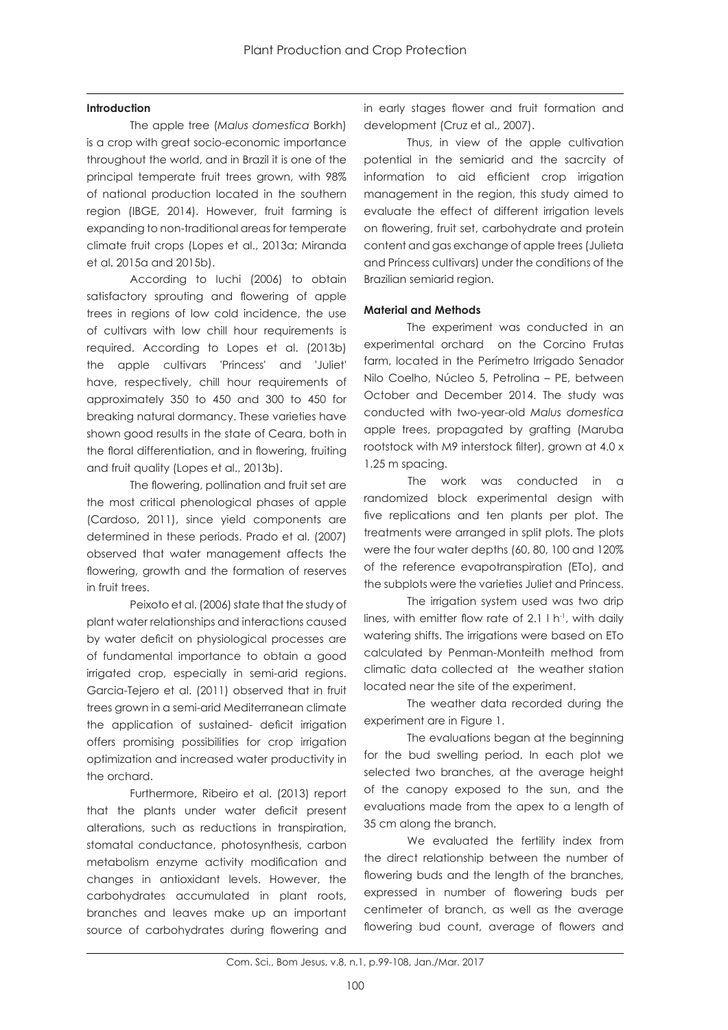## Introduction

The apple tree (*Malus domestica* Borkh) is a crop with great socio-economic importance throughout the world, and in Brazil it is one of the principal temperate fruit trees grown, with 98% of national production located in the southern region (IBGE, 2014). However, fruit farming is expanding to non-traditional areas for temperate climate fruit crops (Lopes et al., 2013a; Miranda et al. 2015a and 2015b).

According to Iuchi (2006) to obtain satisfactory sprouting and flowering of apple trees in regions of low cold incidence, the use of cultivars with low chill hour requirements is required. According to Lopes et al. (2013b) the apple cultivars 'Princess' and 'Juliet' have, respectively, chill hour requirements of approximately 350 to 450 and 300 to 450 for breaking natural dormancy. These varieties have shown good results in the state of Ceara, both in the floral differentiation, and in flowering, fruiting and fruit quality (Lopes et al., 2013b).

The flowering, pollination and fruit set are the most critical phenological phases of apple (Cardoso, 2011), since yield components are determined in these periods. Prado et al. (2007) observed that water management affects the flowering, growth and the formation of reserves in fruit trees.

Peixoto et al. (2006) state that the study of plant water relationships and interactions caused by water deficit on physiological processes are of fundamental importance to obtain a good irrigated crop, especially in semi-arid regions. Garcia-Tejero et al. (2011) observed that in fruit trees grown in a semi-arid Mediterranean climate the application of sustained- deficit irrigation offers promising possibilities for crop irrigation optimization and increased water productivity in the orchard.

Furthermore, Ribeiro et al. (2013) report that the plants under water deficit present alterations, such as reductions in transpiration, stomatal conductance, photosynthesis, carbon metabolism enzyme activity modification and changes in antioxidant levels. However, the carbohydrates accumulated in plant roots, branches and leaves make up an important source of carbohydrates during flowering and in early stages flower and fruit formation and development (Cruz et al., 2007).

Thus, in view of the apple cultivation potential in the semiarid and the sacrcity of information to aid efficient crop irrigation management in the region, this study aimed to evaluate the effect of different irrigation levels on flowering, fruit set, carbohydrate and protein content and gas exchange of apple trees (Julieta and Princess cultivars) under the conditions of the Brazilian semiarid region.

## Material and Methods

The experiment was conducted in an experimental orchard on the Corcino Frutas farm, located in the Perímetro Irrigado Senador Nilo Coelho, Núcleo 5, Petrolina – PE, between October and December 2014. The study was conducted with two-year-old *Malus domestica* apple trees, propagated by grafting (Maruba rootstock with M9 interstock filter), grown at 4.0 x 1.25 m spacing.

The work was conducted in a randomized block experimental design with five replications and ten plants per plot. The treatments were arranged in split plots. The plots were the four water depths (60, 80, 100 and 120% of the reference evapotranspiration (ETo), and the subplots were the varieties Juliet and Princess.

The irrigation system used was two drip lines, with emitter flow rate of 2.1 l $h^{-1}$, with daily watering shifts. The irrigations were based on ETo calculated by Penman-Monteith method from climatic data collected at the weather station located near the site of the experiment.

The weather data recorded during the experiment are in Figure 1.

The evaluations began at the beginning for the bud swelling period. In each plot we selected two branches, at the average height of the canopy exposed to the sun, and the evaluations made from the apex to a length of 35 cm along the branch.

We evaluated the fertility index from the direct relationship between the number of flowering buds and the length of the branches, expressed in number of flowering buds per centimeter of branch, as well as the average flowering bud count, average of flowers and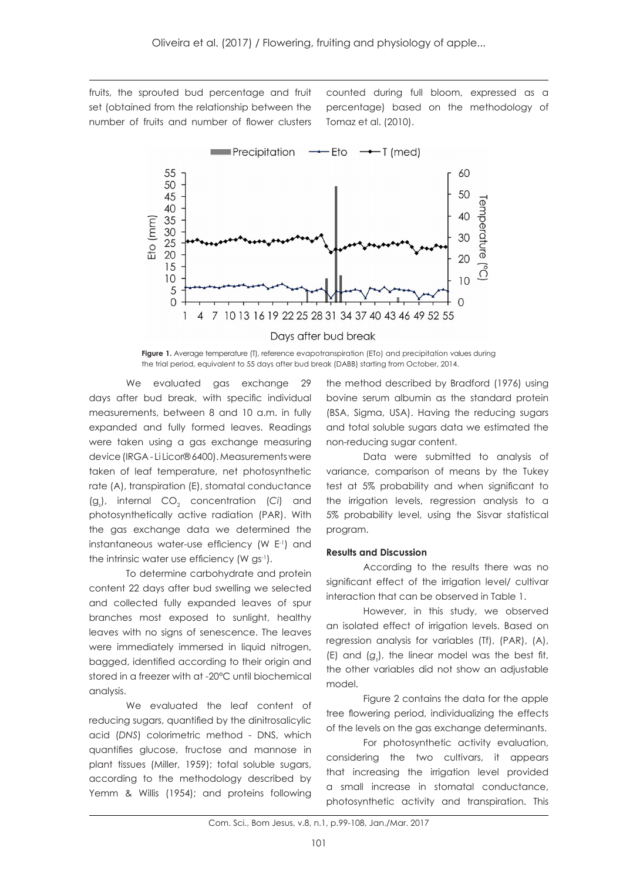fruits, the sprouted bud percentage and fruit set (obtained from the relationship between the number of fruits and number of flower clusters counted during full bloom, expressed as a percentage) based on the methodology of Tomaz et al. (2010).

**Figure 1.** Average temperature (T), reference evapotranspiration (ETo) and precipitation values during the trial period, equivalent to 55 days after bud break (DABB) starting from October, 2014.

We evaluated gas exchange 29 days after bud break, with specific individual measurements, between 8 and 10 a.m. in fully expanded and fully formed leaves. Readings were taken using a gas exchange measuring device (IRGA - Li Licor® 6400). Measurements were taken of leaf temperature, net photosynthetic rate (A), transpiration (E), stomatal conductance ($g_s$), internal $CO_2$ concentration (*Ci*) and photosynthetically active radiation (PAR). With the gas exchange data we determined the instantaneous water-use efficiency (W $E^{-1}$) and the intrinsic water use efficiency (W $gs^{-1}$).

To determine carbohydrate and protein content 22 days after bud swelling we selected and collected fully expanded leaves of spur branches most exposed to sunlight, healthy leaves with no signs of senescence. The leaves were immediately immersed in liquid nitrogen, bagged, identified according to their origin and stored in a freezer with at -20°C until biochemical analysis.

We evaluated the leaf content of reducing sugars, quantified by the dinitrosalicylic acid (*DNS*) colorimetric method - DNS, which quantifies glucose, fructose and mannose in plant tissues (Miller, 1959); total soluble sugars, according to the methodology described by Yemm & Willis (1954); and proteins following the method described by Bradford (1976) using bovine serum albumin as the standard protein (BSA, Sigma, USA). Having the reducing sugars and total soluble sugars data we estimated the non-reducing sugar content.

Data were submitted to analysis of variance, comparison of means by the Tukey test at 5% probability and when significant to the irrigation levels, regression analysis to a 5% probability level, using the Sisvar statistical program.

**Results and Discussion**

According to the results there was no significant effect of the irrigation level/ cultivar interaction that can be observed in Table 1.

However, in this study, we observed an isolated effect of irrigation levels. Based on regression analysis for variables (Tf), (PAR), (A), (E) and ($g_s$), the linear model was the best fit, the other variables did not show an adjustable model.

Figure 2 contains the data for the apple tree flowering period, individualizing the effects of the levels on the gas exchange determinants.

For photosynthetic activity evaluation, considering the two cultivars, it appears that increasing the irrigation level provided a small increase in stomatal conductance, photosynthetic activity and transpiration. This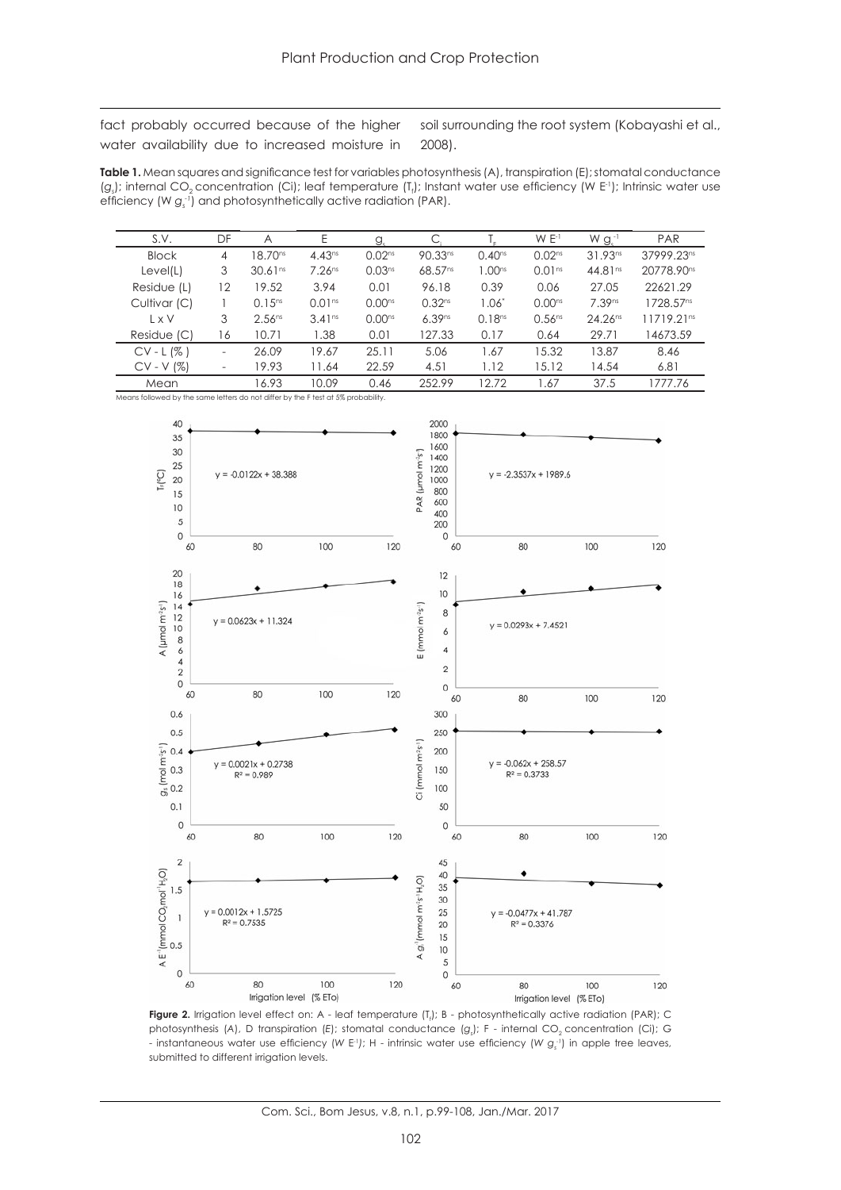fact probably occurred because of the higher water availability due to increased moisture in soil surrounding the root system (Kobayashi et al., 2008).

**Table 1.** Mean squares and significance test for variables photosynthesis (A), transpiration (E); stomatal conductance ($g_s$); internal $CO_2$ concentration (Ci); leaf temperature ($T_f$); Instant water use efficiency (W $E^{-1}$); Intrinsic water use efficiency (W $g_s^{-1}$) and photosynthetically active radiation (PAR).

| S.V. | DF | A | E | $g_s$ | $C_i$ | $T_F$ | W $E^{-1}$ | W $g_s^{-1}$ | PAR |
|---|---|---|---|---|---|---|---|---|---|
| Block | 4 | 18.70$^{ns}$ | 4.43$^{ns}$ | 0.02$^{ns}$ | 90.33$^{ns}$ | 0.40$^{ns}$ | 0.02$^{ns}$ | 31.93$^{ns}$ | 37999.23$^{ns}$ |
| Level(L) | 3 | 30.61$^{ns}$ | 7.26$^{ns}$ | 0.03$^{ns}$ | 68.57$^{ns}$ | 1.00$^{ns}$ | 0.01$^{ns}$ | 44.81$^{ns}$ | 20778.90$^{ns}$ |
| Residue (L) | 12 | 19.52 | 3.94 | 0.01 | 96.18 | 0.39 | 0.06 | 27.05 | 22621.29 |
| Cultivar (C) | 1 | 0.15$^{ns}$ | 0.01$^{ns}$ | 0.00$^{ns}$ | 0.32$^{ns}$ | 1.06$^{*}$ | 0.00$^{ns}$ | 7.39$^{ns}$ | 1728.57$^{ns}$ |
| L x V | 3 | 2.56$^{ns}$ | 3.41$^{ns}$ | 0.00$^{ns}$ | 6.39$^{ns}$ | 0.18$^{ns}$ | 0.56$^{ns}$ | 24.26$^{ns}$ | 11719.21$^{ns}$ |
| Residue (C) | 16 | 10.71 | 1.38 | 0.01 | 127.33 | 0.17 | 0.64 | 29.71 | 14673.59 |
| CV - L (%) | - | 26.09 | 19.67 | 25.11 | 5.06 | 1.67 | 15.32 | 13.87 | 8.46 |
| CV - V (%) | - | 19.93 | 11.64 | 22.59 | 4.51 | 1.12 | 15.12 | 14.54 | 6.81 |
| Mean | | 16.93 | 10.09 | 0.46 | 252.99 | 12.72 | 1.67 | 37.5 | 1777.76 |

Means followed by the same letters do not differ by the F test at 5% probability.

**Figure 2.** Irrigation level effect on: A - leaf temperature ($T_f$); B - photosynthetically active radiation (PAR); C photosynthesis (A), D transpiration (E); stomatal conductance ($g_s$); F - internal $CO_2$ concentration (Ci); G - instantaneous water use efficiency (W $E^{-1}$); H - intrinsic water use efficiency (W $g_s^{-1}$) in apple tree leaves, submitted to different irrigation levels.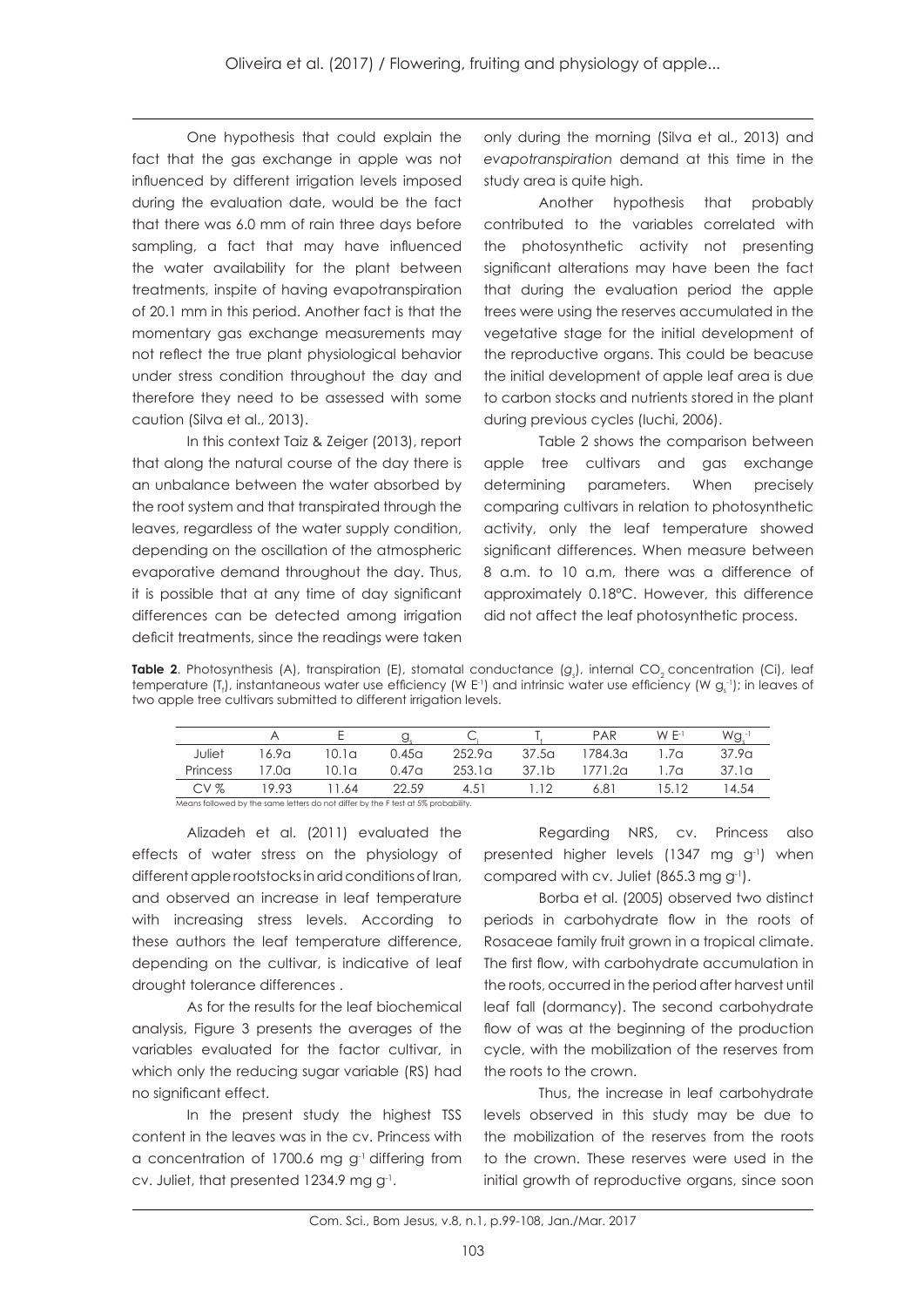One hypothesis that could explain the fact that the gas exchange in apple was not influenced by different irrigation levels imposed during the evaluation date, would be the fact that there was 6.0 mm of rain three days before sampling, a fact that may have influenced the water availability for the plant between treatments, inspite of having evapotranspiration of 20.1 mm in this period. Another fact is that the momentary gas exchange measurements may not reflect the true plant physiological behavior under stress condition throughout the day and therefore they need to be assessed with some caution (Silva et al., 2013).

In this context Taiz & Zeiger (2013), report that along the natural course of the day there is an unbalance between the water absorbed by the root system and that transpirated through the leaves, regardless of the water supply condition, depending on the oscillation of the atmospheric evaporative demand throughout the day. Thus, it is possible that at any time of day significant differences can be detected among irrigation deficit treatments, since the readings were taken only during the morning (Silva et al., 2013) and *evapotranspiration* demand at this time in the study area is quite high.

Another hypothesis that probably contributed to the variables correlated with the photosynthetic activity not presenting significant alterations may have been the fact that during the evaluation period the apple trees were using the reserves accumulated in the vegetative stage for the initial development of the reproductive organs. This could be beacuse the initial development of apple leaf area is due to carbon stocks and nutrients stored in the plant during previous cycles (Iuchi, 2006).

Table 2 shows the comparison between apple tree cultivars and gas exchange determining parameters. When precisely comparing cultivars in relation to photosynthetic activity, only the leaf temperature showed significant differences. When measure between 8 a.m. to 10 a.m, there was a difference of approximately 0.18ºC. However, this difference did not affect the leaf photosynthetic process.

**Table 2**. Photosynthesis (A), transpiration (E), stomatal conductance ($g_s$), internal $CO_2$ concentration (Ci), leaf temperature ($T_f$), instantaneous water use efficiency ($W E^{-1}$) and intrinsic water use efficiency ($W g_s^{-1}$); in leaves of two apple tree cultivars submitted to different irrigation levels.

| | A | E | $g_s$ | $C_i$ | $T_f$ | PAR | $W E^{-1}$ | $Wg_s^{-1}$ |
|---|---|---|---|---|---|---|---|---|
| Juliet | 16.9a | 10.1a | 0.45a | 252.9a | 37.5a | 1784.3a | 1.7a | 37.9a |
| Princess | 17.0a | 10.1a | 0.47a | 253.1a | 37.1b | 1771.2a | 1.7a | 37.1a |
| CV % | 19.93 | 11.64 | 22.59 | 4.51 | 1.12 | 6.81 | 15.12 | 14.54 |

Means followed by the same letters do not differ by the F test at 5% probability.

Alizadeh et al. (2011) evaluated the effects of water stress on the physiology of different apple rootstocks in arid conditions of Iran, and observed an increase in leaf temperature with increasing stress levels. According to these authors the leaf temperature difference, depending on the cultivar, is indicative of leaf drought tolerance differences .

As for the results for the leaf biochemical analysis, Figure 3 presents the averages of the variables evaluated for the factor cultivar, in which only the reducing sugar variable (RS) had no significant effect.

In the present study the highest TSS content in the leaves was in the cv. Princess with a concentration of 1700.6 mg $g^{-1}$ differing from cv. Juliet, that presented 1234.9 mg $g^{-1}$.

Regarding NRS, cv. Princess also presented higher levels (1347 mg $g^{-1}$) when compared with cv. Juliet (865.3 mg $g^{-1}$).

Borba et al. (2005) observed two distinct periods in carbohydrate flow in the roots of Rosaceae family fruit grown in a tropical climate. The first flow, with carbohydrate accumulation in the roots, occurred in the period after harvest until leaf fall (dormancy). The second carbohydrate flow of was at the beginning of the production cycle, with the mobilization of the reserves from the roots to the crown.

Thus, the increase in leaf carbohydrate levels observed in this study may be due to the mobilization of the reserves from the roots to the crown. These reserves were used in the initial growth of reproductive organs, since soon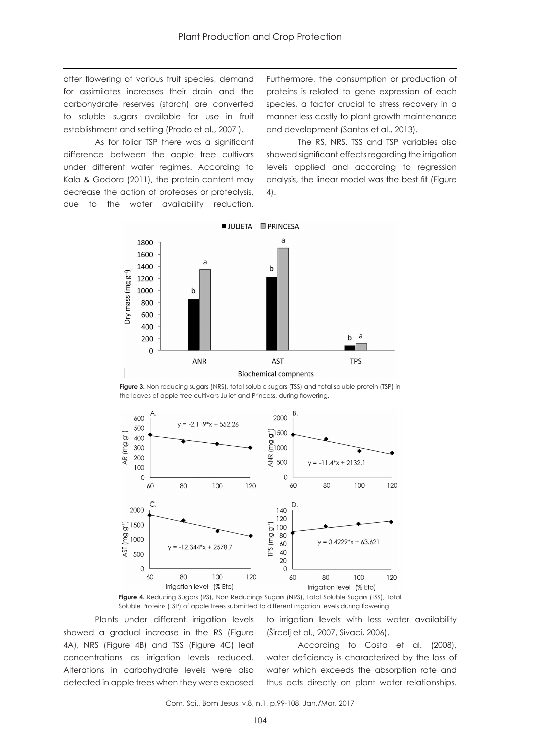after flowering of various fruit species, demand for assimilates increases their drain and the carbohydrate reserves (starch) are converted to soluble sugars available for use in fruit establishment and setting (Prado et al., 2007 ).

As for foliar TSP there was a significant difference between the apple tree cultivars under different water regimes. According to Kala & Godora (2011), the protein content may decrease the action of proteases or proteolysis, due to the water availability reduction. Furthermore, the consumption or production of proteins is related to gene expression of each species, a factor crucial to stress recovery in a manner less costly to plant growth maintenance and development (Santos et al., 2013).

The RS, NRS, TSS and TSP variables also showed significant effects regarding the irrigation levels applied and according to regression analysis, the linear model was the best fit (Figure 4).

**Figure 3.** Non reducing sugars (NRS), total soluble sugars (TSS) and total soluble protein (TSP) in the leaves of apple tree cultivars Juliet and Princess, during flowering.

**Figure 4.** Reducing Sugars (RS), Non Reducings Sugars (NRS), Total Soluble Sugars (TSS), Total Soluble Proteins (TSP) of apple trees submitted to different irrigation levels during flowering.

Plants under different irrigation levels showed a gradual increase in the RS (Figure 4A), NRS (Figure 4B) and TSS (Figure 4C) leaf concentrations as irrigation levels reduced. Alterations in carbohydrate levels were also detected in apple trees when they were exposed to irrigation levels with less water availability (Šircelj et al., 2007, Sivaci, 2006).

According to Costa et al. (2008), water deficiency is characterized by the loss of water which exceeds the absorption rate and thus acts directly on plant water relationships.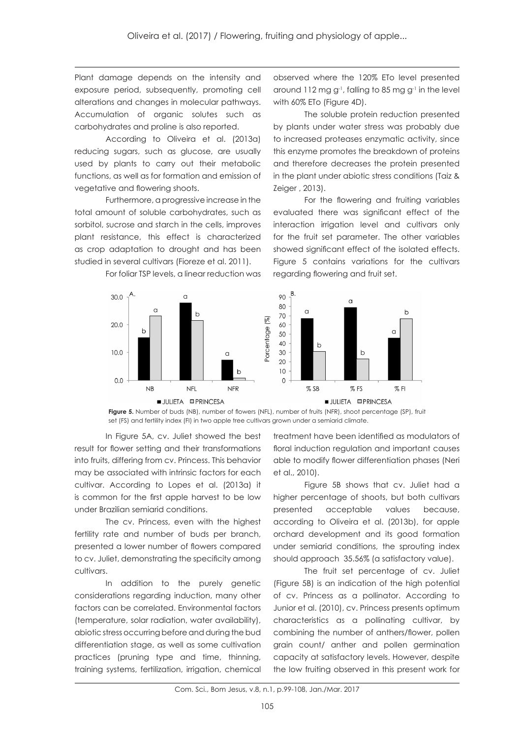Plant damage depends on the intensity and exposure period, subsequently, promoting cell alterations and changes in molecular pathways. Accumulation of organic solutes such as carbohydrates and proline is also reported.

According to Oliveira et al. (2013a) reducing sugars, such as glucose, are usually used by plants to carry out their metabolic functions, as well as for formation and emission of vegetative and flowering shoots.

Furthermore, a progressive increase in the total amount of soluble carbohydrates, such as sorbitol, sucrose and starch in the cells, improves plant resistance, this effect is characterized as crop adaptation to drought and has been studied in several cultivars (Fioreze et al. 2011).

For foliar TSP levels, a linear reduction was observed where the 120% ETo level presented around 112 mg $g^{-1}$, falling to 85 mg $g^{-1}$ in the level with 60% ETo (Figure 4D).

The soluble protein reduction presented by plants under water stress was probably due to increased proteases enzymatic activity, since this enzyme promotes the breakdown of proteins and therefore decreases the protein presented in the plant under abiotic stress conditions (Taiz & Zeiger , 2013).

For the flowering and fruiting variables evaluated there was significant effect of the interaction irrigation level and cultivars only for the fruit set parameter. The other variables showed significant effect of the isolated effects. Figure 5 contains variations for the cultivars regarding flowering and fruit set.

**Figure 5.** Number of buds (NB), number of flowers (NFL), number of fruits (NFR), shoot percentage (SP), fruit set (FS) and fertility index (FI) in two apple tree cultivars grown under a semiarid climate.

In Figure 5A, cv. Juliet showed the best result for flower setting and their transformations into fruits, differing from cv. Princess. This behavior may be associated with intrinsic factors for each cultivar. According to Lopes et al. (2013a) it is common for the first apple harvest to be low under Brazilian semiarid conditions.

The cv. Princess, even with the highest fertility rate and number of buds per branch, presented a lower number of flowers compared to cv. Juliet, demonstrating the specificity among cultivars.

In addition to the purely genetic considerations regarding induction, many other factors can be correlated. Environmental factors (temperature, solar radiation, water availability), abiotic stress occurring before and during the bud differentiation stage, as well as some cultivation practices (pruning type and time, thinning, training systems, fertilization, irrigation, chemical treatment have been identified as modulators of floral induction regulation and important causes able to modify flower differentiation phases (Neri et al., 2010).

Figure 5B shows that cv. Juliet had a higher percentage of shoots, but both cultivars presented acceptable values because, according to Oliveira et al. (2013b), for apple orchard development and its good formation under semiarid conditions, the sprouting index should approach 35.56% (a satisfactory value).

The fruit set percentage of cv. Juliet (Figure 5B) is an indication of the high potential of cv. Princess as a pollinator. According to Junior et al. (2010), cv. Princess presents optimum characteristics as a pollinating cultivar, by combining the number of anthers/flower, pollen grain count/ anther and pollen germination capacity at satisfactory levels. However, despite the low fruiting observed in this present work for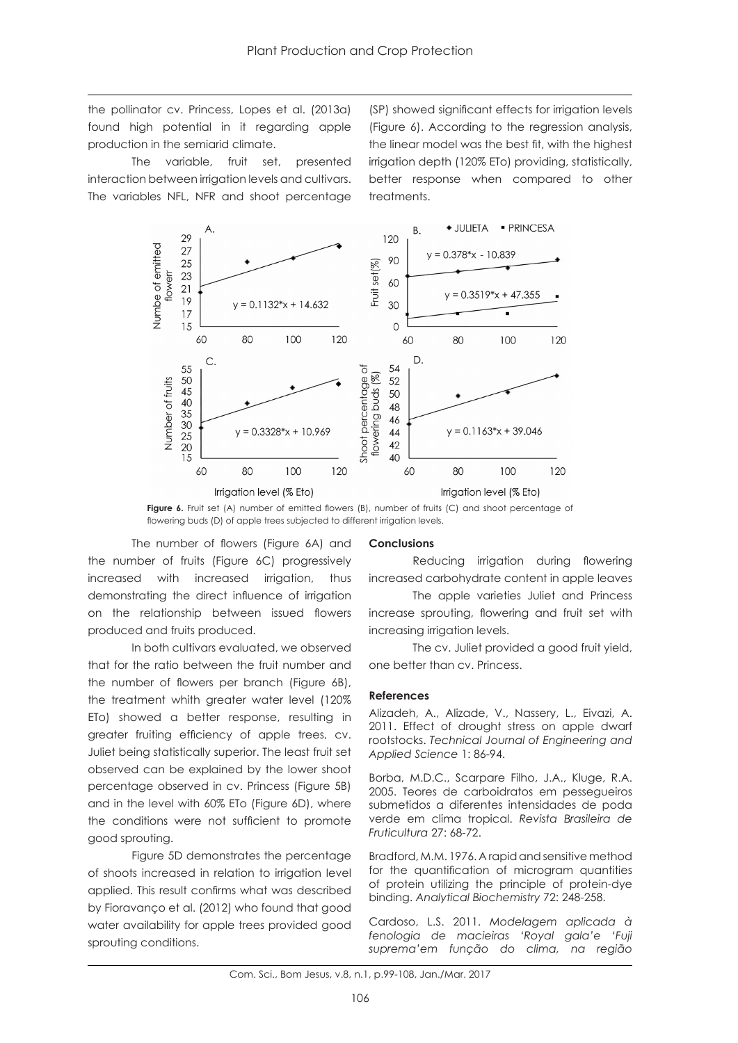the pollinator cv. Princess, Lopes et al. (2013a) found high potential in it regarding apple production in the semiarid climate.

The variable, fruit set, presented interaction between irrigation levels and cultivars. The variables NFL, NFR and shoot percentage (SP) showed significant effects for irrigation levels (Figure 6). According to the regression analysis, the linear model was the best fit, with the highest irrigation depth (120% ETo) providing, statistically, better response when compared to other treatments.

**Figure 6.** Fruit set (A) number of emitted flowers (B), number of fruits (C) and shoot percentage of flowering buds (D) of apple trees subjected to different irrigation levels.

The number of flowers (Figure 6A) and the number of fruits (Figure 6C) progressively increased with increased irrigation, thus demonstrating the direct influence of irrigation on the relationship between issued flowers produced and fruits produced.

In both cultivars evaluated, we observed that for the ratio between the fruit number and the number of flowers per branch (Figure 6B), the treatment whith greater water level (120% ETo) showed a better response, resulting in greater fruiting efficiency of apple trees, cv. Juliet being statistically superior. The least fruit set observed can be explained by the lower shoot percentage observed in cv. Princess (Figure 5B) and in the level with 60% ETo (Figure 6D), where the conditions were not sufficient to promote good sprouting.

Figure 5D demonstrates the percentage of shoots increased in relation to irrigation level applied. This result confirms what was described by Fioravanço et al. (2012) who found that good water availability for apple trees provided good sprouting conditions.

## Conclusions

Reducing irrigation during flowering increased carbohydrate content in apple leaves

The apple varieties Juliet and Princess increase sprouting, flowering and fruit set with increasing irrigation levels.

The cv. Juliet provided a good fruit yield, one better than cv. Princess.

## References

Alizadeh, A., Alizade, V., Nassery, L., Eivazi, A. 2011. Effect of drought stress on apple dwarf rootstocks. *Technical Journal of Engineering and Applied Science* 1: 86-94.

Borba, M.D.C., Scarpare Filho, J.A., Kluge, R.A. 2005. Teores de carboidratos em pessegueiros submetidos a diferentes intensidades de poda verde em clima tropical. *Revista Brasileira de Fruticultura* 27: 68-72.

Bradford, M.M. 1976. A rapid and sensitive method for the quantification of microgram quantities of protein utilizing the principle of protein-dye binding. *Analytical Biochemistry* 72: 248-258.

Cardoso, L.S. 2011. *Modelagem aplicada à fenologia de macieiras 'Royal gala' e 'Fuji suprema'em função do clima, na região*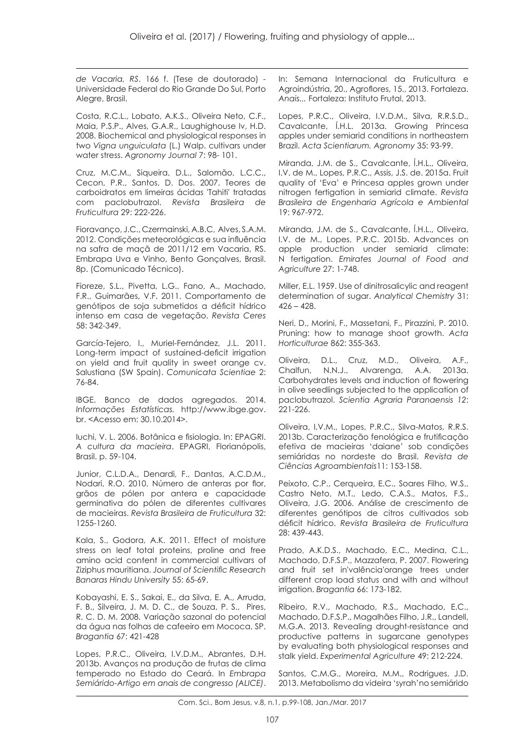*de Vacaria, RS*. 166 f. (Tese de doutorado) - Universidade Federal do Rio Grande Do Sul, Porto Alegre, Brasil.

Costa, R.C.L., Lobato, A.K.S., Oliveira Neto, C.F., Maia, P.S.P., Alves, G.A.R., Laughighouse Iv, H.D. 2008. Biochemical and physiological responses in two *Vigna unguiculata* (L.) Walp. cultivars under water stress. *Agronomy Journal* 7: 98- 101.

Cruz, M.C.M., Siqueira, D.L., Salomão, L.C.C., Cecon, P.R., Santos, D. Dos. 2007. Teores de carboidratos em limeiras ácidas 'Tahiti' tratadas com paclobutrazol. *Revista Brasileira de Fruticultura* 29: 222-226.

Fioravanço, J.C., Czermainski, A.B.C, Alves, S.A.M. 2012. Condições meteorológicas e sua influência na safra de maçã de 2011/12 em Vacaria, RS. Embrapa Uva e Vinho, Bento Gonçalves, Brasil. 8p. (Comunicado Técnico).

Fioreze, S.L., Pivetta, L.G., Fano, A., Machado, F.R., Guimarães, V.F. 2011. Comportamento de genótipos de soja submetidos a déficit hídrico intenso em casa de vegetação. *Revista Ceres* 58: 342-349.

García-Tejero, I., Muriel-Fernández, J.L. 2011. Long-term impact of sustained-deficit irrigation on yield and fruit quality in sweet orange cv. Salustiana (SW Spain). *Comunicata Scientiae* 2: 76-84.

IBGE. Banco de dados agregados. 2014. *Informações Estatísticas.* http://www.ibge.gov.br. <Acesso em: 30.10.2014>.

Iuchi, V. L. 2006. Botânica e fisiologia. In: EPAGRI. *A cultura da macieira*. EPAGRI, Florianópolis, Brasil. p. 59-104.

Junior, C.L.D.A., Denardi, F., Dantas, A.C.D.M., Nodari, R.O. 2010. Número de anteras por flor, grãos de pólen por antera e capacidade germinativa do pólen de diferentes cultivares de macieiras. *Revista Brasileira de Fruticultura* 32: 1255-1260.

Kala, S., Godora, A.K. 2011. Effect of moisture stress on leaf total proteins, proline and free amino acid content in commercial cultivars of Ziziphus mauritiana. *Journal of Scientific Research Banaras Hindu University* 55: 65-69.

Kobayashi, E. S., Sakai, E., da Silva, E. A., Arruda, F. B., Silveira, J. M. D. C., de Souza, P. S., Pires, R. C. D. M. 2008. Variação sazonal do potencial da água nas folhas de cafeeiro em Mococa, SP. *Bragantia* 67: 421-428

Lopes, P.R.C., Oliveira, I.V.D.M., Abrantes, D.H. 2013b. Avanços na produção de frutas de clima temperado no Estado do Ceará. In *Embrapa Semiárido-Artigo em anais de congresso (ALICE)*. In: Semana Internacional da Fruticultura e Agroindústria, 20., Agroflores, 15., 2013. Fortaleza. *Anais...* Fortaleza: Instituto Frutal, 2013.

Lopes, P.R.C., Oliveira, I.V.D.M., Silva, R.R.S.D., Cavalcante, Í.H.L. 2013a. Growing Princesa apples under semiarid conditions in northeastern Brazil. *Acta Scientiarum. Agronomy* 35: 93-99.

Miranda, J.M. de S., Cavalcante, Í.H.L., Oliveira, I.V. de M., Lopes, P.R.C., Assis, J.S. de. 2015a. Fruit quality of 'Eva' e Princesa apples grown under nitrogen fertigation in semiarid climate. *Revista Brasileira de Engenharia Agrícola e Ambiental* 19: 967-972.

Miranda, J.M. de S., Cavalcante, Í.H.L., Oliveira, I.V. de M., Lopes, P.R.C. 2015b. Advances on apple production under semiarid climate: N fertigation. *Emirates Journal of Food and Agriculture* 27: 1-748.

Miller, E.L. 1959. Use of dinitrosalicylic and reagent determination of sugar. *Analytical Chemistry* 31: 426 – 428.

Neri, D., Morini, F., Massetani, F., Pirazzini, P. 2010. Pruning: how to manage shoot growth. *Acta Horticulturae* 862: 355-363.

Oliveira, D.L., Cruz, M.D., Oliveira, A.F., Chalfun, N.N.J., Alvarenga, A.A. 2013a. Carbohydrates levels and induction of flowering in olive seedlings subjected to the application of paclobutrazol. *Scientia Agraria Paranaensis 12*: 221-226.

Oliveira, I.V.M., Lopes, P.R.C., Silva-Matos, R.R.S. 2013b. Caracterização fenológica e frutificação efetiva de macieiras 'daiane' sob condições semiáridas no nordeste do Brasil. *Revista de Ciências Agroambientais*11: 153-158.

Peixoto, C.P., Cerqueira, E.C., Soares Filho, W.S., Castro Neto, M.T., Ledo, C.A.S., Matos, F.S., Oliveira, J.G. 2006. Análise de crescimento de diferentes genótipos de citros cultivados sob déficit hídrico. *Revista Brasileira de Fruticultura* 28: 439-443.

Prado, A.K.D.S., Machado, E.C., Medina, C.L., Machado, D.F.S.P., Mazzafera, P. 2007. Flowering and fruit set in'valência'orange trees under different crop load status and with and without irrigation. *Bragantia* 66: 173-182.

Ribeiro, R.V., Machado, R.S., Machado, E.C., Machado, D.F.S.P., Magalhães Filho, J.R., Landell, M.G.A. 2013. Revealing drought-resistance and productive patterns in sugarcane genotypes by evaluating both physiological responses and stalk yield. *Experimental Agriculture* 49: 212-224.

Santos, C.M.G., Moreira, M.M., Rodrigues, J.D. 2013. Metabolismo da videira 'syrah'no semiárido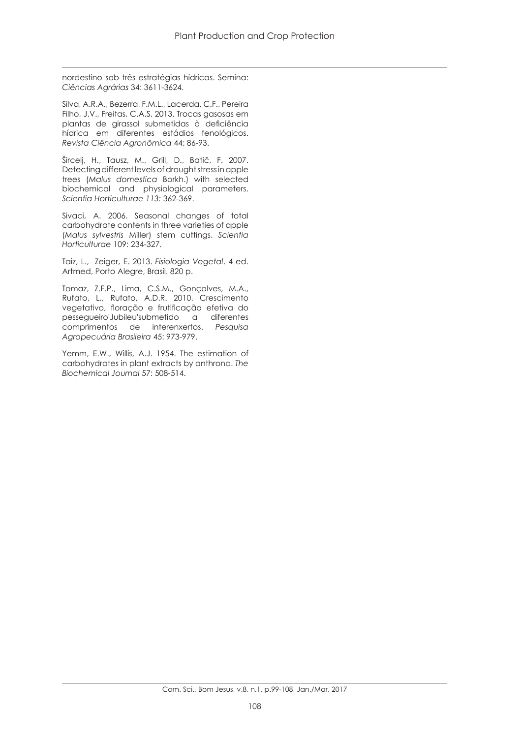nordestino sob três estratégias hídricas. Semina: *Ciências Agrárias* 34: 3611-3624.

Silva, A.R.A., Bezerra, F.M.L., Lacerda, C.F., Pereira Filho, J.V., Freitas, C.A.S. 2013. Trocas gasosas em plantas de girassol submetidas à deficiência hídrica em diferentes estádios fenológicos. *Revista Ciência Agronômica* 44: 86-93.

Šircelj, H., Tausz, M., Grill, D., Batič, F. 2007. Detecting different levels of drought stress in apple trees (*Malus domestica* Borkh.) with selected biochemical and physiological parameters. *Scientia Horticulturae 113:* 362-369.

Sivaci, A. 2006. Seasonal changes of total carbohydrate contents in three varieties of apple (*Malus sylvestris* Miller) stem cuttings. *Scientia Horticulturae* 109: 234-327.

Taiz, L., Zeiger, E. 2013. *Fisiologia Vegetal*. 4 ed. Artmed, Porto Alegre, Brasil. 820 p.

Tomaz, Z.F.P., Lima, C.S.M., Gonçalves, M.A., Rufato, L., Rufato, A.D.R. 2010. Crescimento vegetativo, floração e frutificação efetiva do pessegueiro'Jubileu'submetido a diferentes comprimentos de interenxertos. *Pesquisa Agropecuária Brasileira* 45: 973-979.

Yemm, E.W., Willis, A.J. 1954. The estimation of carbohydrates in plant extracts by anthrona. *The Biochemical Journal* 57: 508-514.